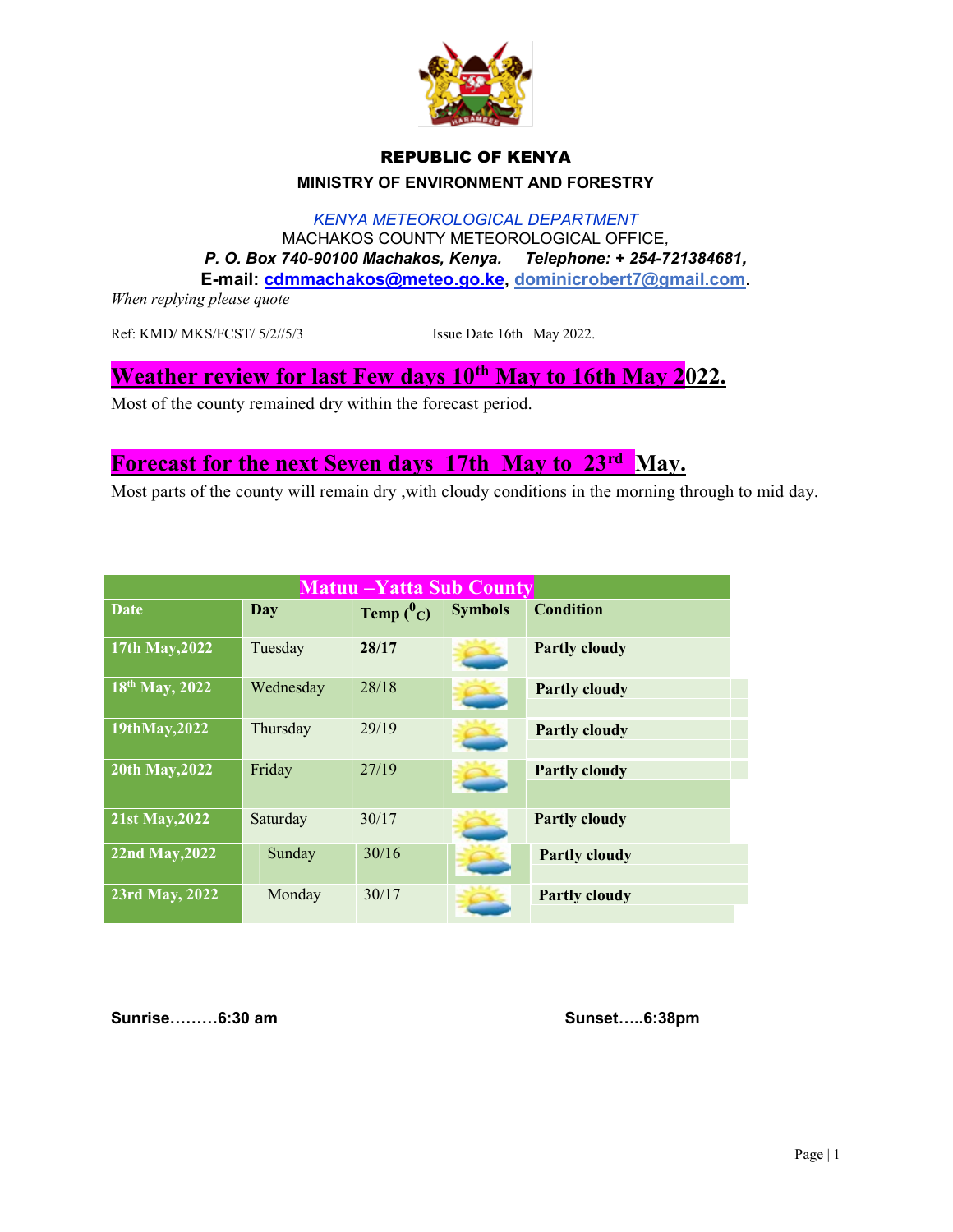**REPUBLIC OF KENYA**

**MINISTRY OF ENVIRONMENT AND FORESTRY**

*KENYA METEOROLOGICAL DEPARTMENT*

MACHAKOS COUNTY METEOROLOGICAL OFFICE,

***P. O. Box 740-90100 Machakos, Kenya. Telephone: + 254-721384681,***

**E-mail: cdmmachakos@meteo.go.ke, dominicrobert7@gmail.com.**

*When replying please quote*

Ref: KMD/ MKS/FCST/ 5/2//5/3 Issue Date 16th May 2022.

## Weather review for last Few days 10th May to 16th May 2022.

Most of the county remained dry within the forecast period.

## Forecast for the next Seven days 17th May to 23rd May.

Most parts of the county will remain dry ,with cloudy conditions in the morning through to mid day.

| Matuu –Yatta Sub County | | | | |
|---|---|---|---|---|
| **Date** | **Day** | **Temp ($^0$C)** | **Symbols** | **Condition** |
| **17th May,2022** | Tuesday | **28/17** | | **Partly cloudy** |
| **18th May, 2022** | Wednesday | 28/18 | | **Partly cloudy** |
| **19thMay,2022** | Thursday | 29/19 | | **Partly cloudy** |
| **20th May,2022** | Friday | 27/19 | | **Partly cloudy** |
| **21st May,2022** | Saturday | 30/17 | | **Partly cloudy** |
| **22nd May,2022** | Sunday | 30/16 | | **Partly cloudy** |
| **23rd May, 2022** | Monday | 30/17 | | **Partly cloudy** |

**Sunrise………6:30 am** **Sunset…..6:38pm**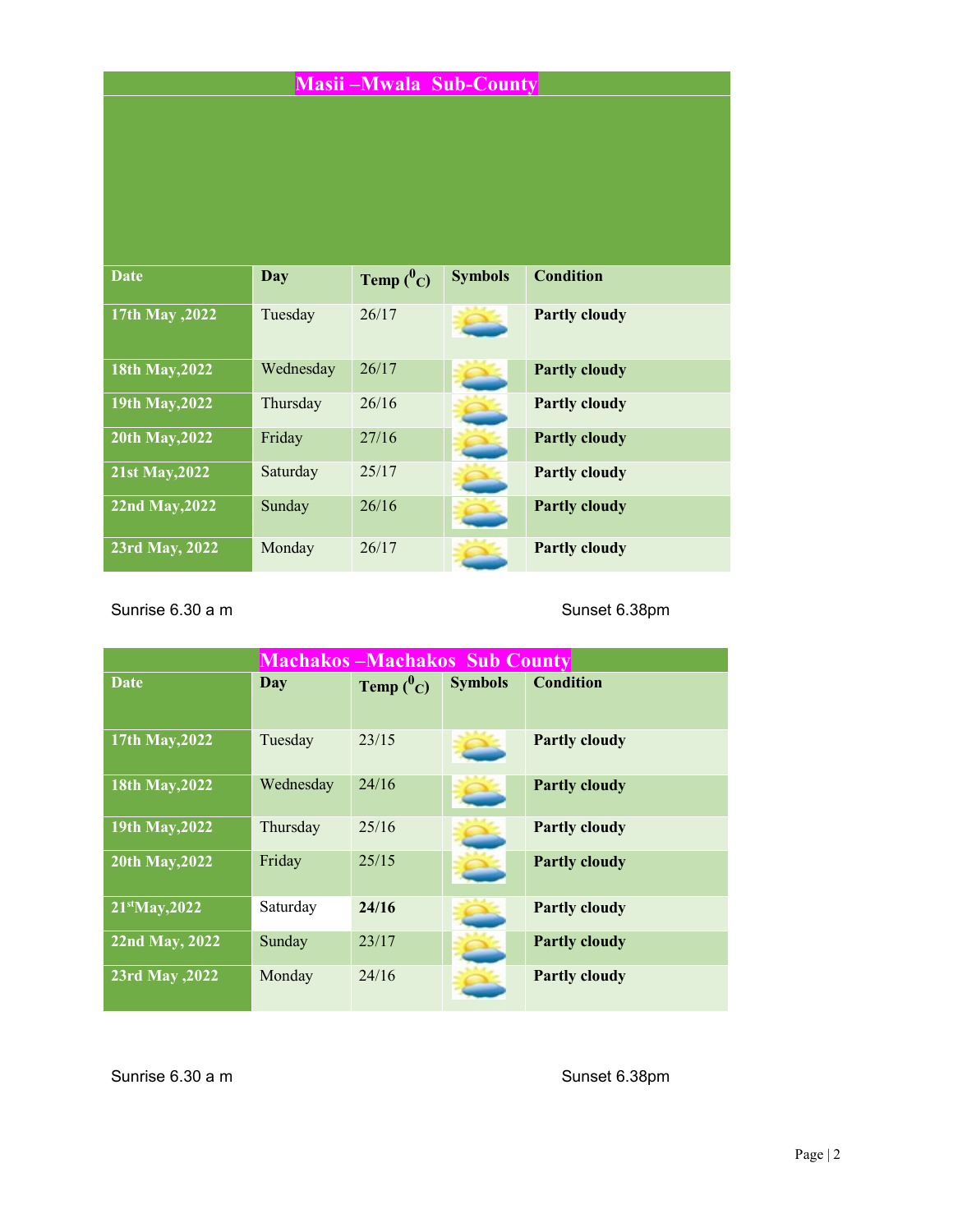| Masii –Mwala Sub-County | | | | |
|---|---|---|---|---|
| **Date** | **Day** | **Temp ($^0$C)** | **Symbols** | **Condition** |
| **17th May ,2022** | Tuesday | 26/17 | | **Partly cloudy** |
| **18th May,2022** | Wednesday | 26/17 | | **Partly cloudy** |
| **19th May,2022** | Thursday | 26/16 | | **Partly cloudy** |
| **20th May,2022** | Friday | 27/16 | | **Partly cloudy** |
| **21st May,2022** | Saturday | 25/17 | | **Partly cloudy** |
| **22nd May,2022** | Sunday | 26/16 | | **Partly cloudy** |
| **23rd May, 2022** | Monday | 26/17 | | **Partly cloudy** |

Sunrise 6.30 a m

Sunset 6.38pm

| Machakos –Machakos Sub County | | | | |
|---|---|---|---|---|
| **Date** | **Day** | **Temp ($^0$C)** | **Symbols** | **Condition** |
| **17th May,2022** | Tuesday | 23/15 | | **Partly cloudy** |
| **18th May,2022** | Wednesday | 24/16 | | **Partly cloudy** |
| **19th May,2022** | Thursday | 25/16 | | **Partly cloudy** |
| **20th May,2022** | Friday | 25/15 | | **Partly cloudy** |
| **21st May,2022** | Saturday | **24/16** | | **Partly cloudy** |
| **22nd May, 2022** | Sunday | 23/17 | | **Partly cloudy** |
| **23rd May ,2022** | Monday | 24/16 | | **Partly cloudy** |

Sunrise 6.30 a m

Sunset 6.38pm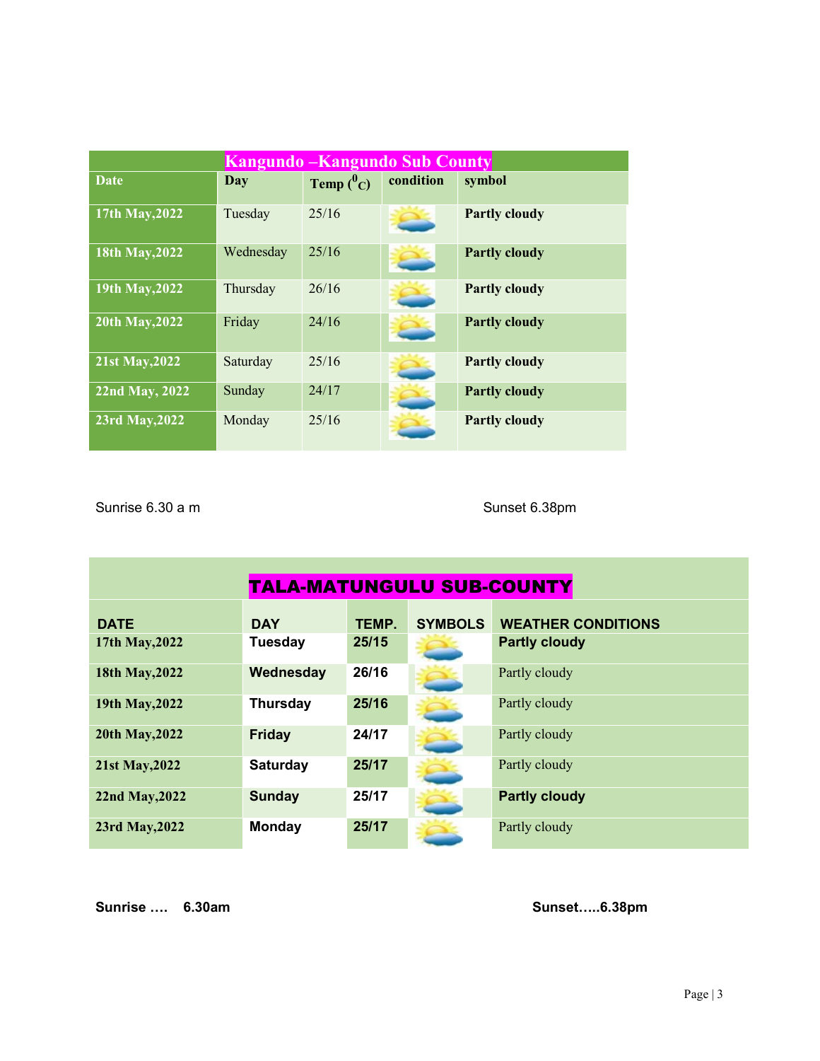| Kangundo –Kangundo Sub County | | | | |
|---|---|---|---|---|
| **Date** | **Day** | **Temp ($^{0}C$)** | **condition** | **symbol** |
| **17th May,2022** | Tuesday | 25/16 | | **Partly cloudy** |
| **18th May,2022** | Wednesday | 25/16 | | **Partly cloudy** |
| **19th May,2022** | Thursday | 26/16 | | **Partly cloudy** |
| **20th May,2022** | Friday | 24/16 | | **Partly cloudy** |
| **21st May,2022** | Saturday | 25/16 | | **Partly cloudy** |
| **22nd May, 2022** | Sunday | 24/17 | | **Partly cloudy** |
| **23rd May,2022** | Monday | 25/16 | | **Partly cloudy** |

Sunrise 6.30 a m Sunset 6.38pm

| TALA-MATUNGULU SUB-COUNTY | | | | |
|---|---|---|---|---|
| **DATE** | **DAY** | **TEMP.** | **SYMBOLS** | **WEATHER CONDITIONS** |
| **17th May,2022** | **Tuesday** | **25/15** | | **Partly cloudy** |
| **18th May,2022** | **Wednesday** | **26/16** | | Partly cloudy |
| **19th May,2022** | **Thursday** | **25/16** | | Partly cloudy |
| **20th May,2022** | **Friday** | **24/17** | | Partly cloudy |
| **21st May,2022** | **Saturday** | **25/17** | | Partly cloudy |
| **22nd May,2022** | **Sunday** | **25/17** | | **Partly cloudy** |
| **23rd May,2022** | **Monday** | **25/17** | | Partly cloudy |

**Sunrise …. 6.30am** **Sunset…..6.38pm**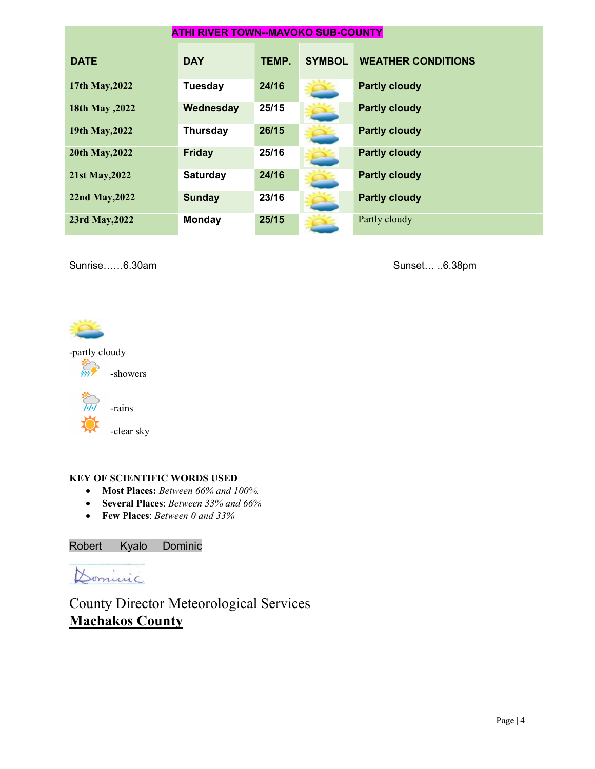| ATHI RIVER TOWN--MAVOKO SUB-COUNTY | | | | |
|---|---|---|---|---|
| **DATE** | **DAY** | **TEMP.** | **SYMBOL** | **WEATHER CONDITIONS** |
| **17th May,2022** | **Tuesday** | **24/16** | | **Partly cloudy** |
| **18th May ,2022** | **Wednesday** | **25/15** | | **Partly cloudy** |
| **19th May,2022** | **Thursday** | **26/15** | | **Partly cloudy** |
| **20th May,2022** | **Friday** | **25/16** | | **Partly cloudy** |
| **21st May,2022** | **Saturday** | **24/16** | | **Partly cloudy** |
| **22nd May,2022** | **Sunday** | **23/16** | | **Partly cloudy** |
| **23rd May,2022** | **Monday** | **25/15** | | Partly cloudy |

Sunrise……6.30am

Sunset… ..6.38pm

-partly cloudy

-showers

-rains

-clear sky

**KEY OF SCIENTIFIC WORDS USED**

- **Most Places:** *Between 66% and 100%.*
- **Several Places**: *Between 33% and 66%*
- **Few Places**: *Between 0 and 33%*

Robert Kyalo Dominic

Dominic

County Director Meteorological Services

**Machakos County**